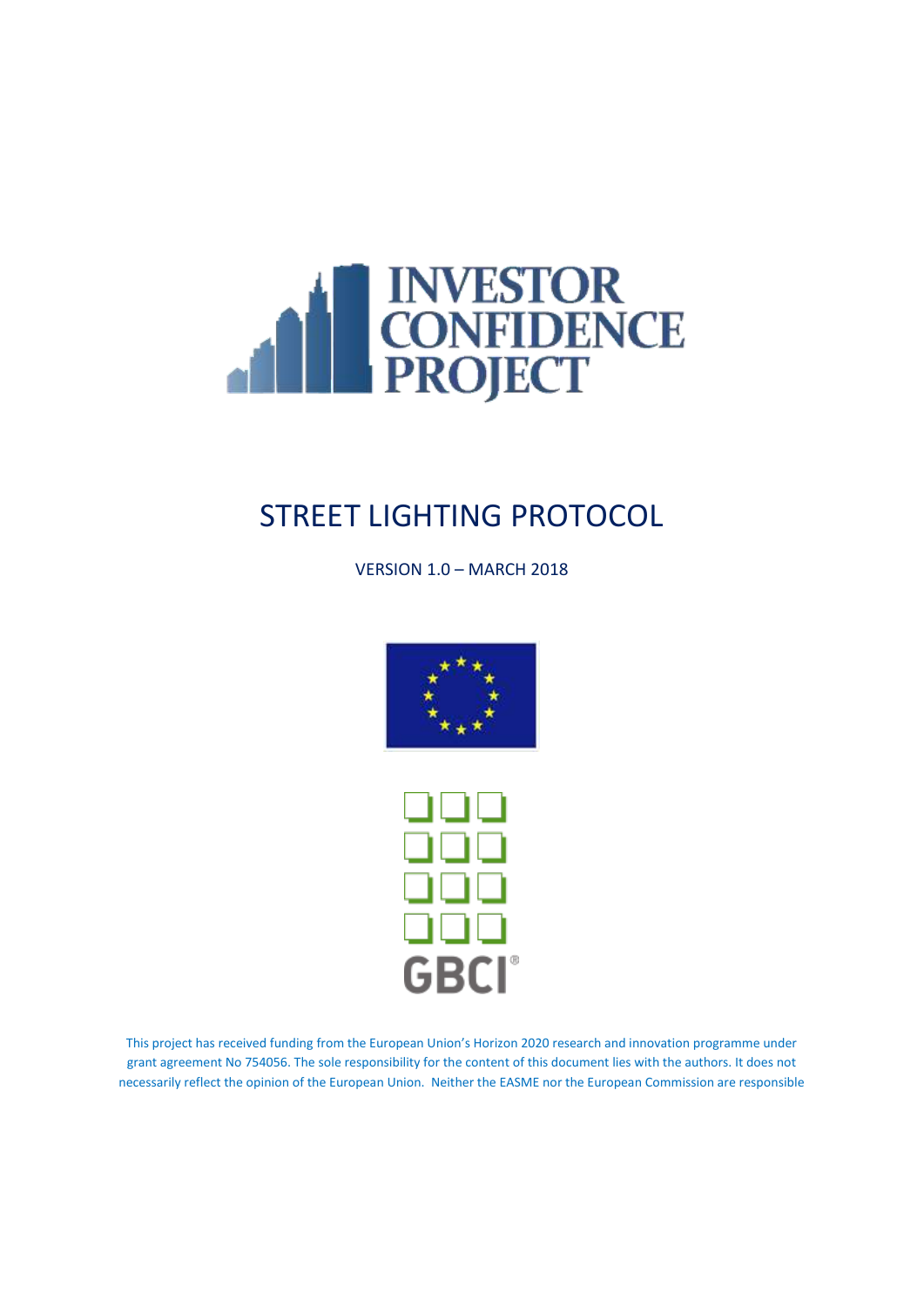INVESTOR CONFIDENCE PROJECT

# STREET LIGHTING PROTOCOL

VERSION 1.0 – MARCH 2018

GBCI®

This project has received funding from the European Union's Horizon 2020 research and innovation programme under grant agreement No 754056. The sole responsibility for the content of this document lies with the authors. It does not necessarily reflect the opinion of the European Union. Neither the EASME nor the European Commission are responsible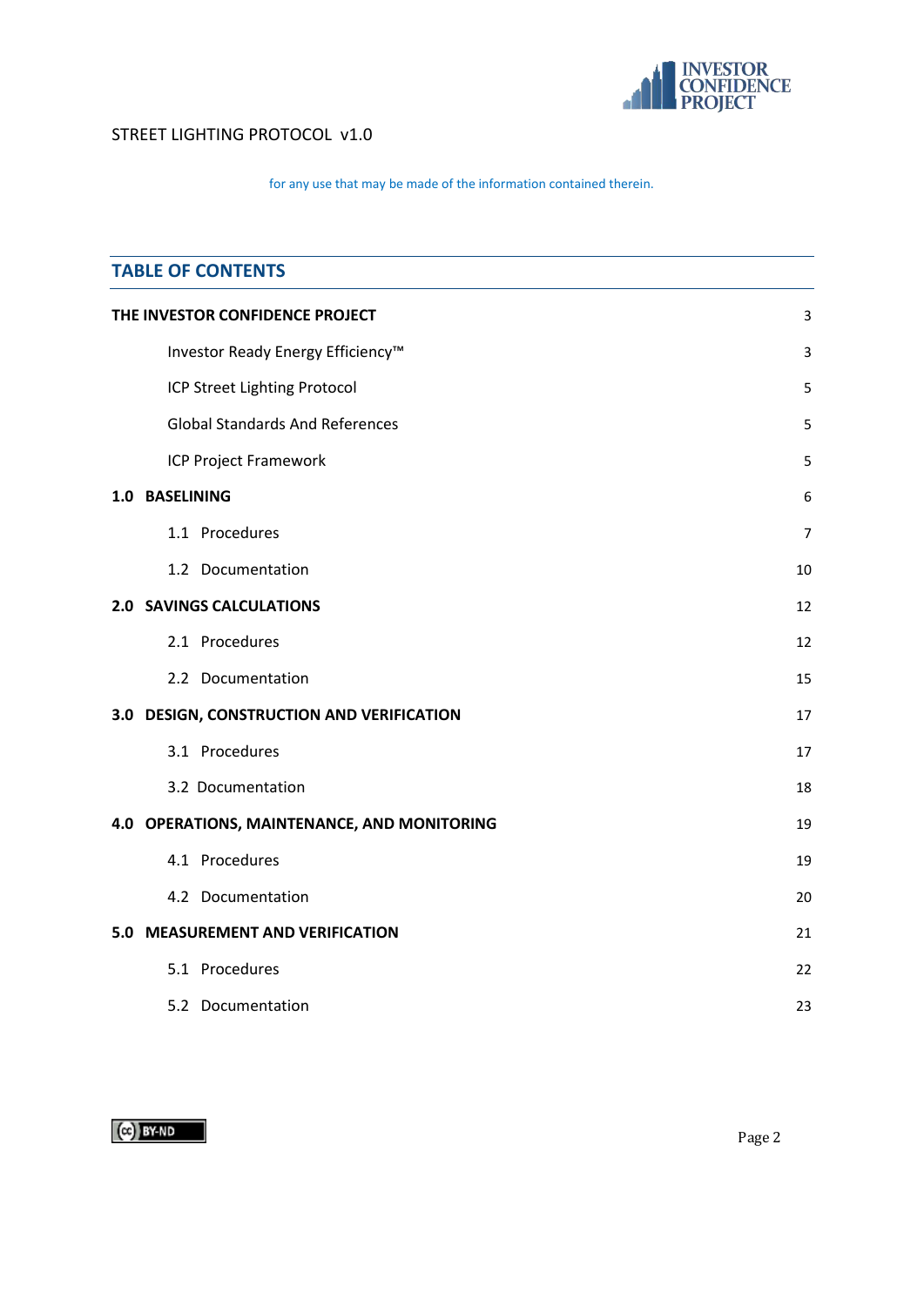for any use that may be made of the information contained therein.

## TABLE OF CONTENTS

| | |
|---|---|
| **THE INVESTOR CONFIDENCE PROJECT** | 3 |
| Investor Ready Energy Efficiency™ | 3 |
| ICP Street Lighting Protocol | 5 |
| Global Standards And References | 5 |
| ICP Project Framework | 5 |
| **1.0 BASELINING** | 6 |
| 1.1 Procedures | 7 |
| 1.2 Documentation | 10 |
| **2.0 SAVINGS CALCULATIONS** | 12 |
| 2.1 Procedures | 12 |
| 2.2 Documentation | 15 |
| **3.0 DESIGN, CONSTRUCTION AND VERIFICATION** | 17 |
| 3.1 Procedures | 17 |
| 3.2 Documentation | 18 |
| **4.0 OPERATIONS, MAINTENANCE, AND MONITORING** | 19 |
| 4.1 Procedures | 19 |
| 4.2 Documentation | 20 |
| **5.0 MEASUREMENT AND VERIFICATION** | 21 |
| 5.1 Procedures | 22 |
| 5.2 Documentation | 23 |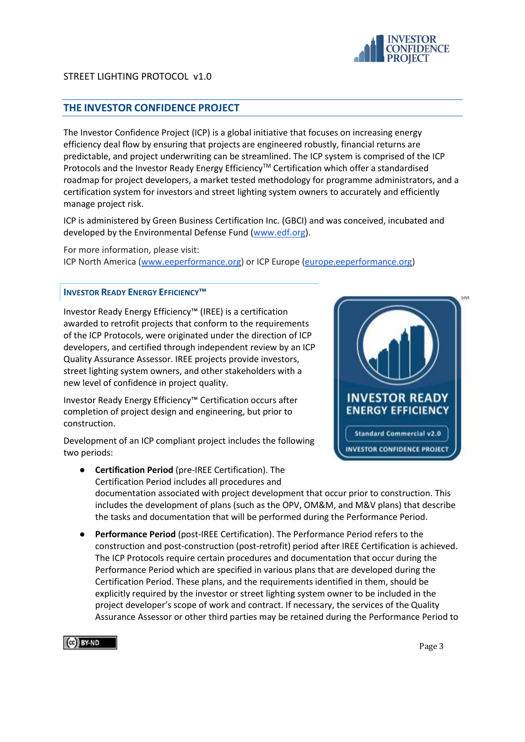## THE INVESTOR CONFIDENCE PROJECT

The Investor Confidence Project (ICP) is a global initiative that focuses on increasing energy efficiency deal flow by ensuring that projects are engineered robustly, financial returns are predictable, and project underwriting can be streamlined. The ICP system is comprised of the ICP Protocols and the Investor Ready Energy Efficiency™ Certification which offer a standardised roadmap for project developers, a market tested methodology for programme administrators, and a certification system for investors and street lighting system owners to accurately and efficiently manage project risk.

ICP is administered by Green Business Certification Inc. (GBCI) and was conceived, incubated and developed by the Environmental Defense Fund (www.edf.org).

For more information, please visit:
ICP North America (www.eeperformance.org) or ICP Europe (europe.eeperformance.org)

### INVESTOR READY ENERGY EFFICIENCY™

Investor Ready Energy Efficiency™ (IREE) is a certification awarded to retrofit projects that conform to the requirements of the ICP Protocols, were originated under the direction of ICP developers, and certified through independent review by an ICP Quality Assurance Assessor. IREE projects provide investors, street lighting system owners, and other stakeholders with a new level of confidence in project quality.

Investor Ready Energy Efficiency™ Certification occurs after completion of project design and engineering, but prior to construction.

Development of an ICP compliant project includes the following two periods:

- **Certification Period** (pre-IREE Certification). The Certification Period includes all procedures and documentation associated with project development that occur prior to construction. This includes the development of plans (such as the OPV, OM&M, and M&V plans) that describe the tasks and documentation that will be performed during the Performance Period.
- **Performance Period** (post-IREE Certification). The Performance Period refers to the construction and post-construction (post-retrofit) period after IREE Certification is achieved. The ICP Protocols require certain procedures and documentation that occur during the Performance Period which are specified in various plans that are developed during the Certification Period. These plans, and the requirements identified in them, should be explicitly required by the investor or street lighting system owner to be included in the project developer's scope of work and contract. If necessary, the services of the Quality Assurance Assessor or other third parties may be retained during the Performance Period to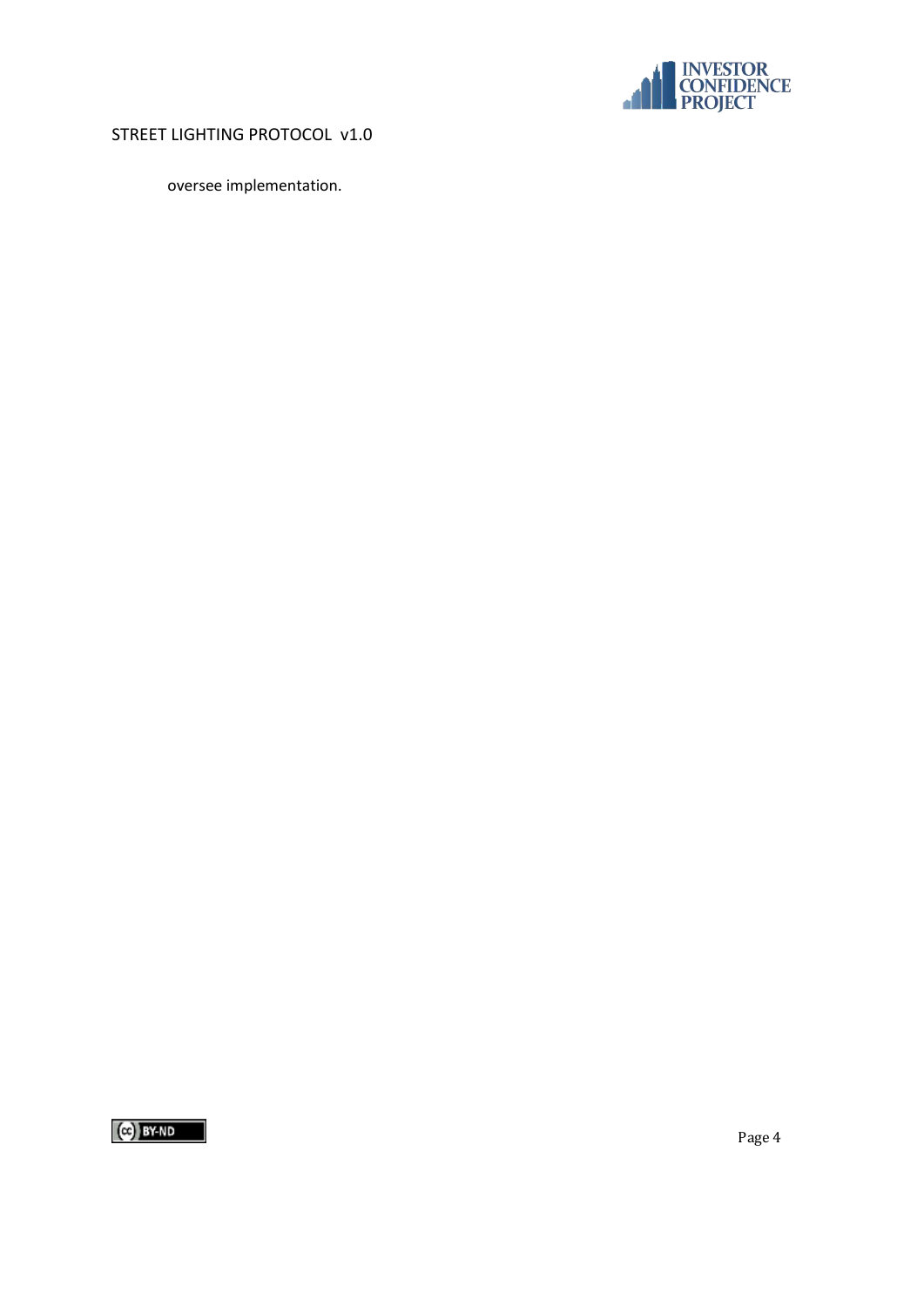oversee implementation.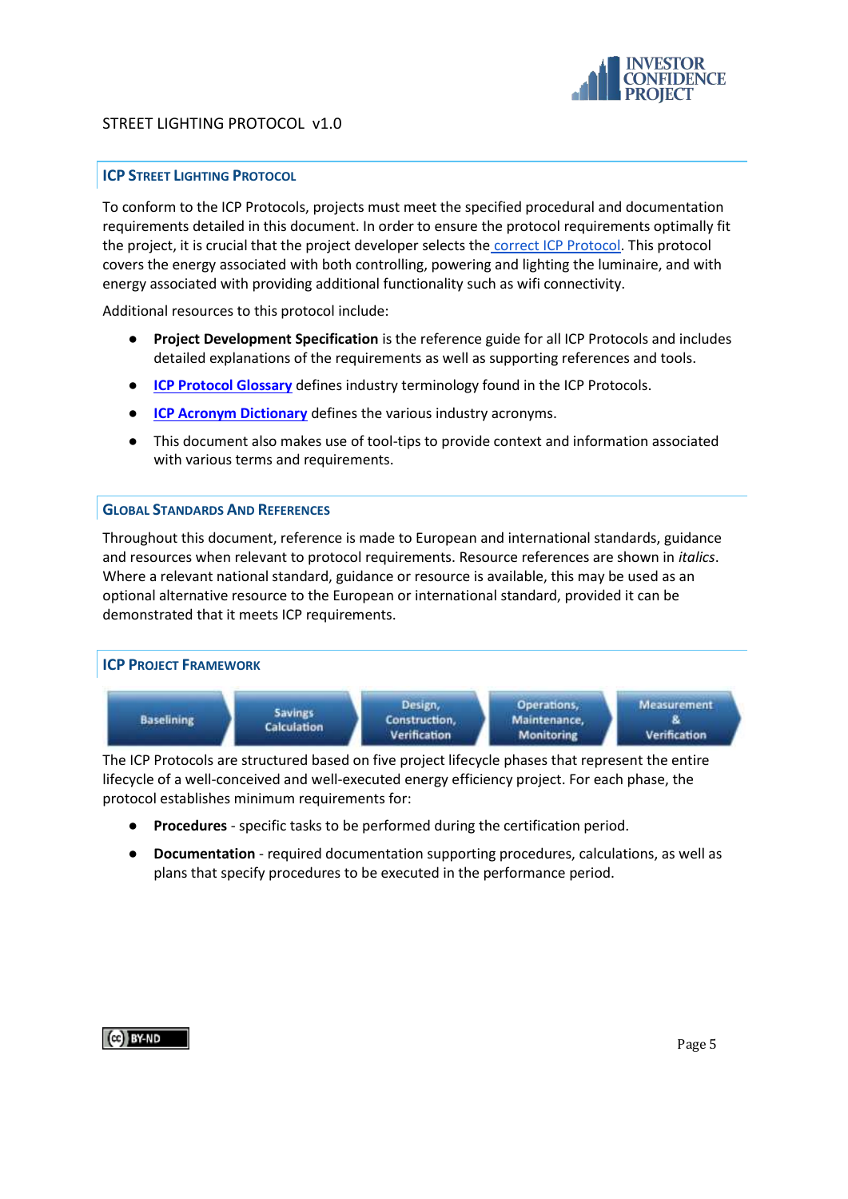## ICP Street Lighting Protocol

To conform to the ICP Protocols, projects must meet the specified procedural and documentation requirements detailed in this document. In order to ensure the protocol requirements optimally fit the project, it is crucial that the project developer selects the correct ICP Protocol. This protocol covers the energy associated with both controlling, powering and lighting the luminaire, and with energy associated with providing additional functionality such as wifi connectivity.

Additional resources to this protocol include:

- **Project Development Specification** is the reference guide for all ICP Protocols and includes detailed explanations of the requirements as well as supporting references and tools.
- **ICP Protocol Glossary** defines industry terminology found in the ICP Protocols.
- **ICP Acronym Dictionary** defines the various industry acronyms.
- This document also makes use of tool-tips to provide context and information associated with various terms and requirements.

## Global Standards And References

Throughout this document, reference is made to European and international standards, guidance and resources when relevant to protocol requirements. Resource references are shown in *italics*. Where a relevant national standard, guidance or resource is available, this may be used as an optional alternative resource to the European or international standard, provided it can be demonstrated that it meets ICP requirements.

## ICP Project Framework

Baselining → Savings Calculation → Design, Construction, Verification → Operations, Maintenance, Monitoring → Measurement & Verification

The ICP Protocols are structured based on five project lifecycle phases that represent the entire lifecycle of a well-conceived and well-executed energy efficiency project. For each phase, the protocol establishes minimum requirements for:

- **Procedures** - specific tasks to be performed during the certification period.
- **Documentation** - required documentation supporting procedures, calculations, as well as plans that specify procedures to be executed in the performance period.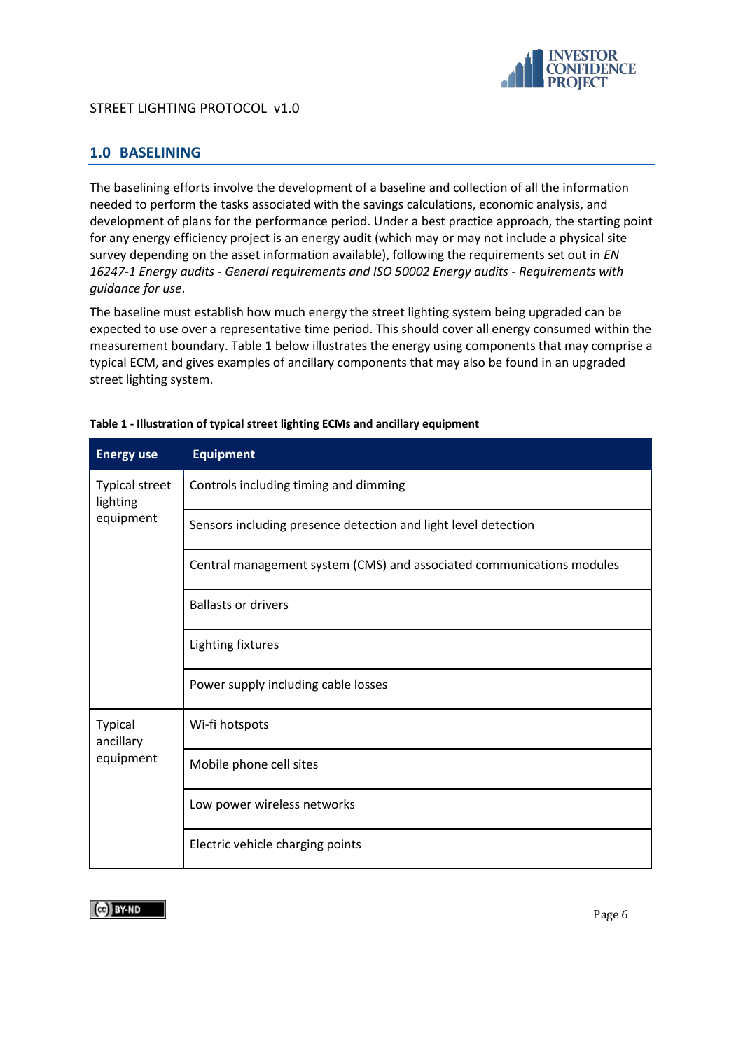## 1.0 BASELINING

The baselining efforts involve the development of a baseline and collection of all the information needed to perform the tasks associated with the savings calculations, economic analysis, and development of plans for the performance period. Under a best practice approach, the starting point for any energy efficiency project is an energy audit (which may or may not include a physical site survey depending on the asset information available), following the requirements set out in *EN 16247-1 Energy audits - General requirements and ISO 50002 Energy audits - Requirements with guidance for use*.

The baseline must establish how much energy the street lighting system being upgraded can be expected to use over a representative time period. This should cover all energy consumed within the measurement boundary. Table 1 below illustrates the energy using components that may comprise a typical ECM, and gives examples of ancillary components that may also be found in an upgraded street lighting system.

**Table 1 - Illustration of typical street lighting ECMs and ancillary equipment**

| Energy use | Equipment |
|---|---|
| Typical street lighting equipment | Controls including timing and dimming |
| | Sensors including presence detection and light level detection |
| | Central management system (CMS) and associated communications modules |
| | Ballasts or drivers |
| | Lighting fixtures |
| | Power supply including cable losses |
| Typical ancillary equipment | Wi-fi hotspots |
| | Mobile phone cell sites |
| | Low power wireless networks |
| | Electric vehicle charging points |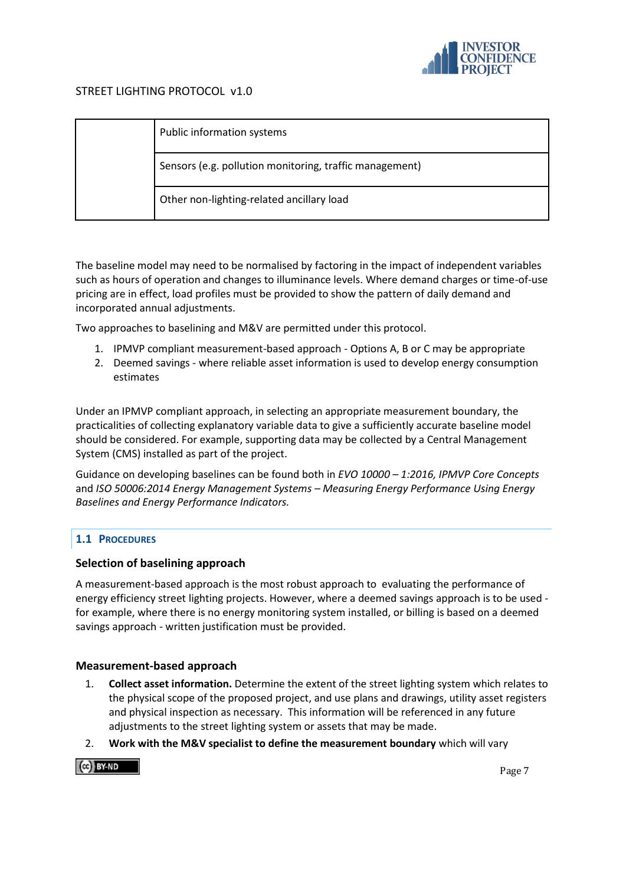|  | Public information systems |
|---|---|
|  | Sensors (e.g. pollution monitoring, traffic management) |
|  | Other non-lighting-related ancillary load |

The baseline model may need to be normalised by factoring in the impact of independent variables such as hours of operation and changes to illuminance levels. Where demand charges or time-of-use pricing are in effect, load profiles must be provided to show the pattern of daily demand and incorporated annual adjustments.

Two approaches to baselining and M&V are permitted under this protocol.

1. IPMVP compliant measurement-based approach - Options A, B or C may be appropriate
2. Deemed savings - where reliable asset information is used to develop energy consumption estimates

Under an IPMVP compliant approach, in selecting an appropriate measurement boundary, the practicalities of collecting explanatory variable data to give a sufficiently accurate baseline model should be considered. For example, supporting data may be collected by a Central Management System (CMS) installed as part of the project.

Guidance on developing baselines can be found both in *EVO 10000 – 1:2016, IPMVP Core Concepts* and *ISO 50006:2014 Energy Management Systems – Measuring Energy Performance Using Energy Baselines and Energy Performance Indicators.*

## 1.1 Procedures

### Selection of baselining approach

A measurement-based approach is the most robust approach to evaluating the performance of energy efficiency street lighting projects. However, where a deemed savings approach is to be used - for example, where there is no energy monitoring system installed, or billing is based on a deemed savings approach - written justification must be provided.

### Measurement-based approach

1. **Collect asset information.** Determine the extent of the street lighting system which relates to the physical scope of the proposed project, and use plans and drawings, utility asset registers and physical inspection as necessary. This information will be referenced in any future adjustments to the street lighting system or assets that may be made.
2. **Work with the M&V specialist to define the measurement boundary** which will vary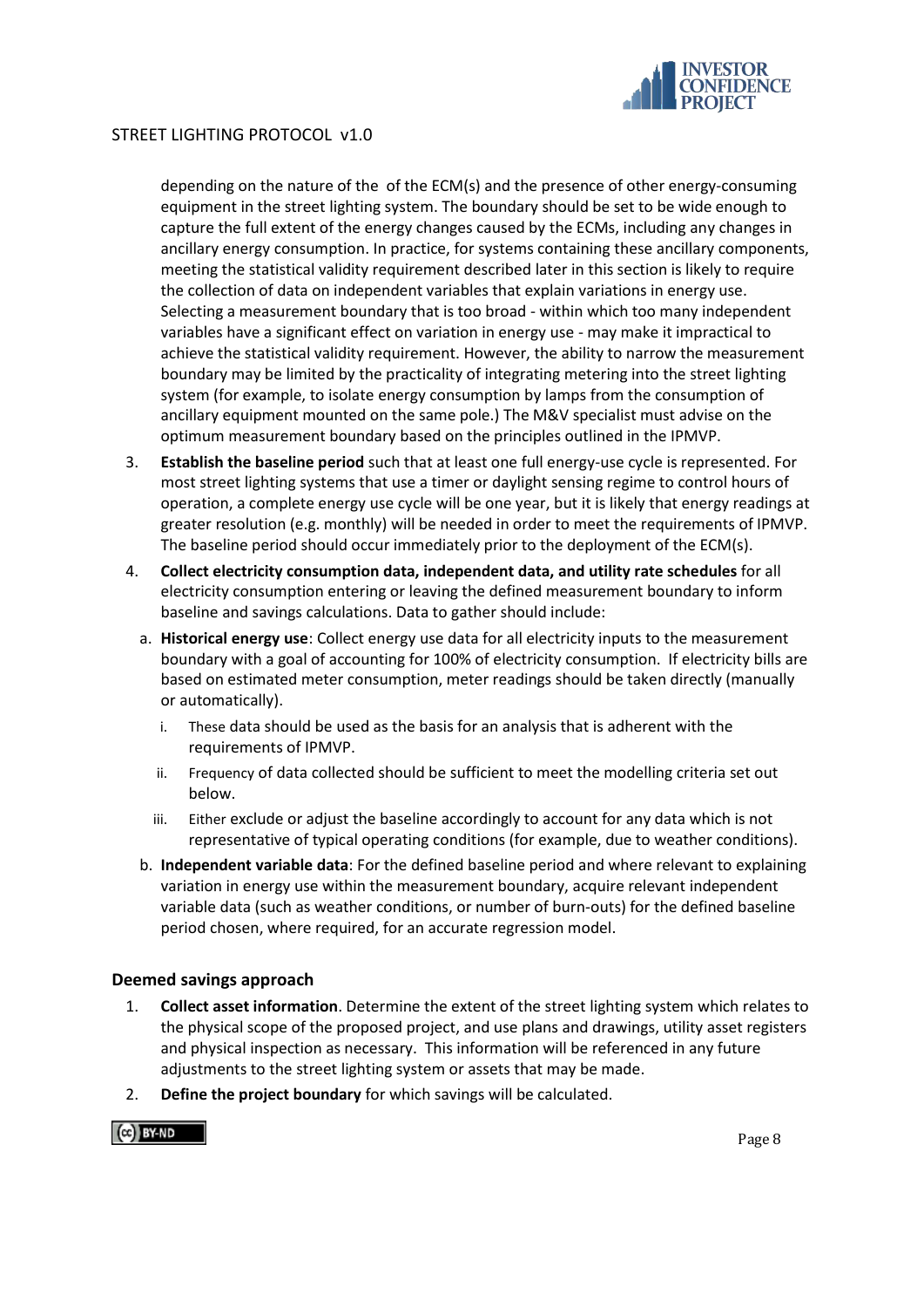depending on the nature of the  of the ECM(s) and the presence of other energy-consuming equipment in the street lighting system. The boundary should be set to be wide enough to capture the full extent of the energy changes caused by the ECMs, including any changes in ancillary energy consumption. In practice, for systems containing these ancillary components, meeting the statistical validity requirement described later in this section is likely to require the collection of data on independent variables that explain variations in energy use. Selecting a measurement boundary that is too broad - within which too many independent variables have a significant effect on variation in energy use - may make it impractical to achieve the statistical validity requirement. However, the ability to narrow the measurement boundary may be limited by the practicality of integrating metering into the street lighting system (for example, to isolate energy consumption by lamps from the consumption of ancillary equipment mounted on the same pole.) The M&V specialist must advise on the optimum measurement boundary based on the principles outlined in the IPMVP.

3. **Establish the baseline period** such that at least one full energy-use cycle is represented. For most street lighting systems that use a timer or daylight sensing regime to control hours of operation, a complete energy use cycle will be one year, but it is likely that energy readings at greater resolution (e.g. monthly) will be needed in order to meet the requirements of IPMVP. The baseline period should occur immediately prior to the deployment of the ECM(s).
4. **Collect electricity consumption data, independent data, and utility rate schedules** for all electricity consumption entering or leaving the defined measurement boundary to inform baseline and savings calculations. Data to gather should include:
   a. **Historical energy use**: Collect energy use data for all electricity inputs to the measurement boundary with a goal of accounting for 100% of electricity consumption.  If electricity bills are based on estimated meter consumption, meter readings should be taken directly (manually or automatically).
      i. These data should be used as the basis for an analysis that is adherent with the requirements of IPMVP.
      ii. Frequency of data collected should be sufficient to meet the modelling criteria set out below.
      iii. Either exclude or adjust the baseline accordingly to account for any data which is not representative of typical operating conditions (for example, due to weather conditions).
   b. **Independent variable data**: For the defined baseline period and where relevant to explaining variation in energy use within the measurement boundary, acquire relevant independent variable data (such as weather conditions, or number of burn-outs) for the defined baseline period chosen, where required, for an accurate regression model.

### Deemed savings approach

1. **Collect asset information**. Determine the extent of the street lighting system which relates to the physical scope of the proposed project, and use plans and drawings, utility asset registers and physical inspection as necessary.  This information will be referenced in any future adjustments to the street lighting system or assets that may be made.
2. **Define the project boundary** for which savings will be calculated.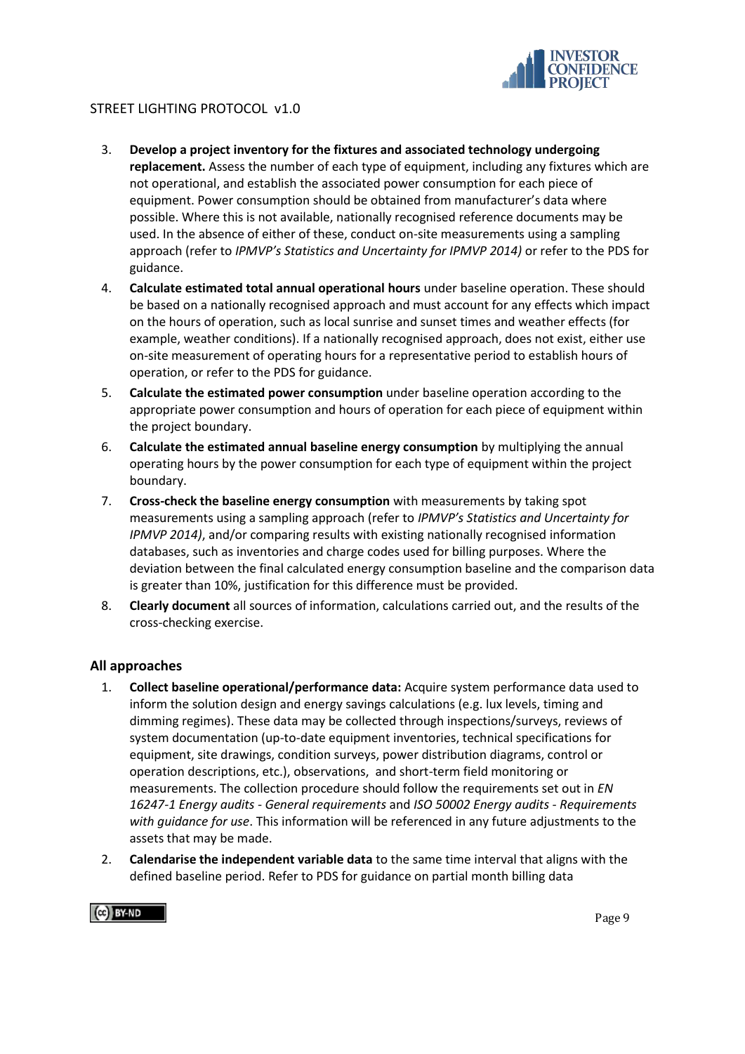3. **Develop a project inventory for the fixtures and associated technology undergoing replacement.** Assess the number of each type of equipment, including any fixtures which are not operational, and establish the associated power consumption for each piece of equipment. Power consumption should be obtained from manufacturer's data where possible. Where this is not available, nationally recognised reference documents may be used. In the absence of either of these, conduct on-site measurements using a sampling approach (refer to *IPMVP's Statistics and Uncertainty for IPMVP 2014)* or refer to the PDS for guidance.
4. **Calculate estimated total annual operational hours** under baseline operation. These should be based on a nationally recognised approach and must account for any effects which impact on the hours of operation, such as local sunrise and sunset times and weather effects (for example, weather conditions). If a nationally recognised approach, does not exist, either use on-site measurement of operating hours for a representative period to establish hours of operation, or refer to the PDS for guidance.
5. **Calculate the estimated power consumption** under baseline operation according to the appropriate power consumption and hours of operation for each piece of equipment within the project boundary.
6. **Calculate the estimated annual baseline energy consumption** by multiplying the annual operating hours by the power consumption for each type of equipment within the project boundary.
7. **Cross-check the baseline energy consumption** with measurements by taking spot measurements using a sampling approach (refer to *IPMVP's Statistics and Uncertainty for IPMVP 2014)*, and/or comparing results with existing nationally recognised information databases, such as inventories and charge codes used for billing purposes. Where the deviation between the final calculated energy consumption baseline and the comparison data is greater than 10%, justification for this difference must be provided.
8. **Clearly document** all sources of information, calculations carried out, and the results of the cross-checking exercise.

### All approaches

1. **Collect baseline operational/performance data:** Acquire system performance data used to inform the solution design and energy savings calculations (e.g. lux levels, timing and dimming regimes). These data may be collected through inspections/surveys, reviews of system documentation (up-to-date equipment inventories, technical specifications for equipment, site drawings, condition surveys, power distribution diagrams, control or operation descriptions, etc.), observations, and short-term field monitoring or measurements. The collection procedure should follow the requirements set out in *EN 16247-1 Energy audits - General requirements* and *ISO 50002 Energy audits - Requirements with guidance for use*. This information will be referenced in any future adjustments to the assets that may be made.
2. **Calendarise the independent variable data** to the same time interval that aligns with the defined baseline period. Refer to PDS for guidance on partial month billing data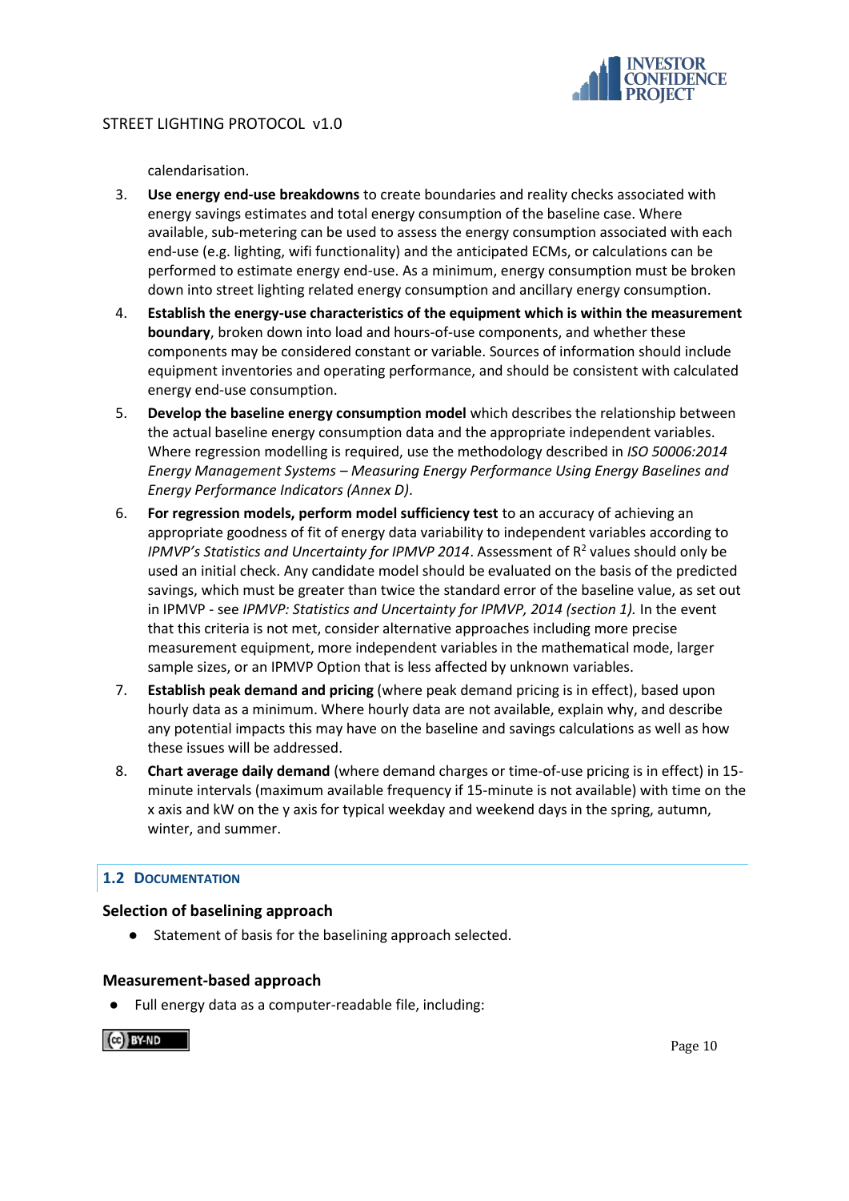calendarisation.

3. **Use energy end-use breakdowns** to create boundaries and reality checks associated with energy savings estimates and total energy consumption of the baseline case. Where available, sub-metering can be used to assess the energy consumption associated with each end-use (e.g. lighting, wifi functionality) and the anticipated ECMs, or calculations can be performed to estimate energy end-use. As a minimum, energy consumption must be broken down into street lighting related energy consumption and ancillary energy consumption.
4. **Establish the energy-use characteristics of the equipment which is within the measurement boundary**, broken down into load and hours-of-use components, and whether these components may be considered constant or variable. Sources of information should include equipment inventories and operating performance, and should be consistent with calculated energy end-use consumption.
5. **Develop the baseline energy consumption model** which describes the relationship between the actual baseline energy consumption data and the appropriate independent variables. Where regression modelling is required, use the methodology described in *ISO 50006:2014 Energy Management Systems – Measuring Energy Performance Using Energy Baselines and Energy Performance Indicators (Annex D)*.
6. **For regression models, perform model sufficiency test** to an accuracy of achieving an appropriate goodness of fit of energy data variability to independent variables according to *IPMVP's Statistics and Uncertainty for IPMVP 2014*. Assessment of $R^2$ values should only be used an initial check. Any candidate model should be evaluated on the basis of the predicted savings, which must be greater than twice the standard error of the baseline value, as set out in IPMVP - see *IPMVP: Statistics and Uncertainty for IPMVP, 2014 (section 1).* In the event that this criteria is not met, consider alternative approaches including more precise measurement equipment, more independent variables in the mathematical mode, larger sample sizes, or an IPMVP Option that is less affected by unknown variables.
7. **Establish peak demand and pricing** (where peak demand pricing is in effect), based upon hourly data as a minimum. Where hourly data are not available, explain why, and describe any potential impacts this may have on the baseline and savings calculations as well as how these issues will be addressed.
8. **Chart average daily demand** (where demand charges or time-of-use pricing is in effect) in 15-minute intervals (maximum available frequency if 15-minute is not available) with time on the x axis and kW on the y axis for typical weekday and weekend days in the spring, autumn, winter, and summer.

## 1.2 Documentation

### Selection of baselining approach

- Statement of basis for the baselining approach selected.

### Measurement-based approach

- Full energy data as a computer-readable file, including: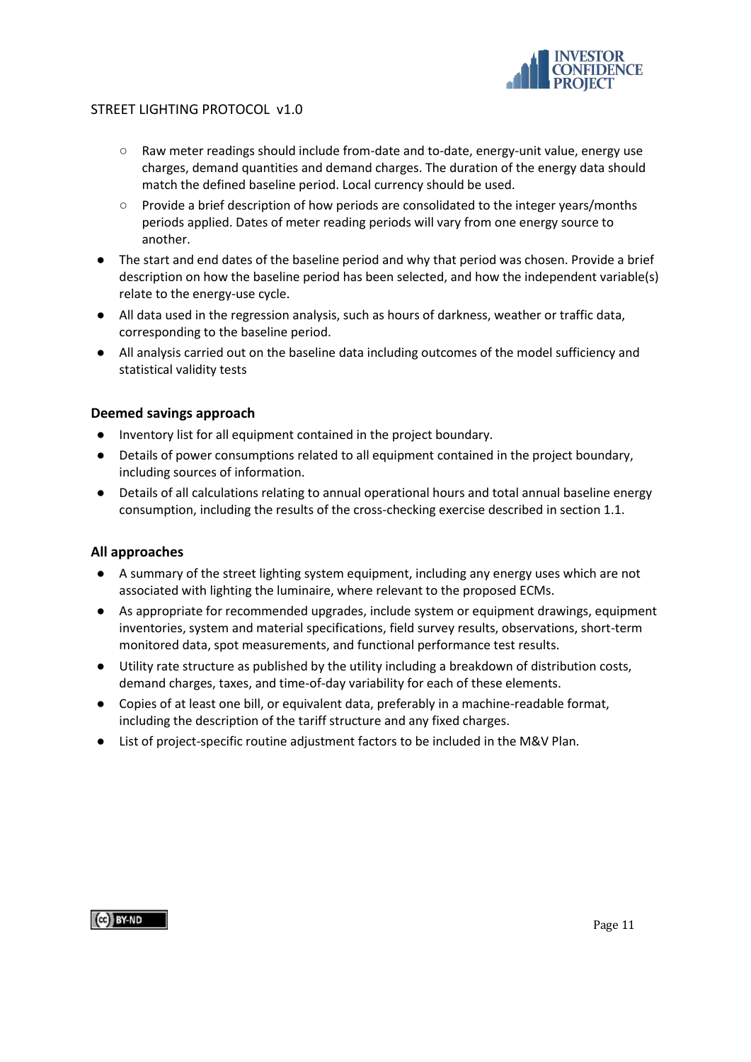- Raw meter readings should include from-date and to-date, energy-unit value, energy use charges, demand quantities and demand charges. The duration of the energy data should match the defined baseline period. Local currency should be used.
  - Provide a brief description of how periods are consolidated to the integer years/months periods applied. Dates of meter reading periods will vary from one energy source to another.
- The start and end dates of the baseline period and why that period was chosen. Provide a brief description on how the baseline period has been selected, and how the independent variable(s) relate to the energy-use cycle.
- All data used in the regression analysis, such as hours of darkness, weather or traffic data, corresponding to the baseline period.
- All analysis carried out on the baseline data including outcomes of the model sufficiency and statistical validity tests

### Deemed savings approach

- Inventory list for all equipment contained in the project boundary.
- Details of power consumptions related to all equipment contained in the project boundary, including sources of information.
- Details of all calculations relating to annual operational hours and total annual baseline energy consumption, including the results of the cross-checking exercise described in section 1.1.

### All approaches

- A summary of the street lighting system equipment, including any energy uses which are not associated with lighting the luminaire, where relevant to the proposed ECMs.
- As appropriate for recommended upgrades, include system or equipment drawings, equipment inventories, system and material specifications, field survey results, observations, short-term monitored data, spot measurements, and functional performance test results.
- Utility rate structure as published by the utility including a breakdown of distribution costs, demand charges, taxes, and time-of-day variability for each of these elements.
- Copies of at least one bill, or equivalent data, preferably in a machine-readable format, including the description of the tariff structure and any fixed charges.
- List of project-specific routine adjustment factors to be included in the M&V Plan.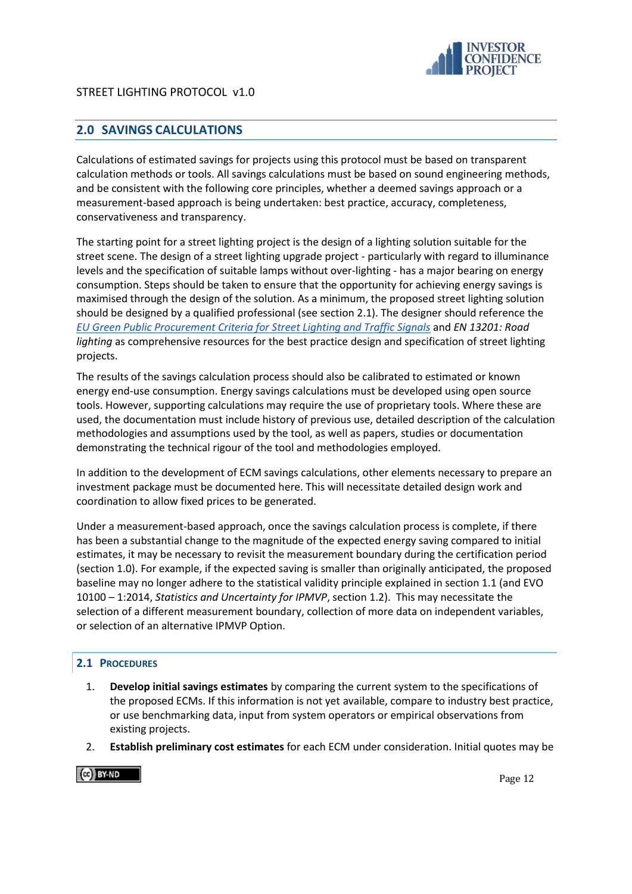## 2.0 SAVINGS CALCULATIONS

Calculations of estimated savings for projects using this protocol must be based on transparent calculation methods or tools. All savings calculations must be based on sound engineering methods, and be consistent with the following core principles, whether a deemed savings approach or a measurement-based approach is being undertaken: best practice, accuracy, completeness, conservativeness and transparency.

The starting point for a street lighting project is the design of a lighting solution suitable for the street scene. The design of a street lighting upgrade project - particularly with regard to illuminance levels and the specification of suitable lamps without over-lighting - has a major bearing on energy consumption. Steps should be taken to ensure that the opportunity for achieving energy savings is maximised through the design of the solution. As a minimum, the proposed street lighting solution should be designed by a qualified professional (see section 2.1). The designer should reference the *EU Green Public Procurement Criteria for Street Lighting and Traffic Signals* and *EN 13201: Road lighting* as comprehensive resources for the best practice design and specification of street lighting projects.

The results of the savings calculation process should also be calibrated to estimated or known energy end-use consumption. Energy savings calculations must be developed using open source tools. However, supporting calculations may require the use of proprietary tools. Where these are used, the documentation must include history of previous use, detailed description of the calculation methodologies and assumptions used by the tool, as well as papers, studies or documentation demonstrating the technical rigour of the tool and methodologies employed.

In addition to the development of ECM savings calculations, other elements necessary to prepare an investment package must be documented here. This will necessitate detailed design work and coordination to allow fixed prices to be generated.

Under a measurement-based approach, once the savings calculation process is complete, if there has been a substantial change to the magnitude of the expected energy saving compared to initial estimates, it may be necessary to revisit the measurement boundary during the certification period (section 1.0). For example, if the expected saving is smaller than originally anticipated, the proposed baseline may no longer adhere to the statistical validity principle explained in section 1.1 (and EVO 10100 – 1:2014, *Statistics and Uncertainty for IPMVP*, section 1.2). This may necessitate the selection of a different measurement boundary, collection of more data on independent variables, or selection of an alternative IPMVP Option.

### 2.1 Procedures

1. **Develop initial savings estimates** by comparing the current system to the specifications of the proposed ECMs. If this information is not yet available, compare to industry best practice, or use benchmarking data, input from system operators or empirical observations from existing projects.
2. **Establish preliminary cost estimates** for each ECM under consideration. Initial quotes may be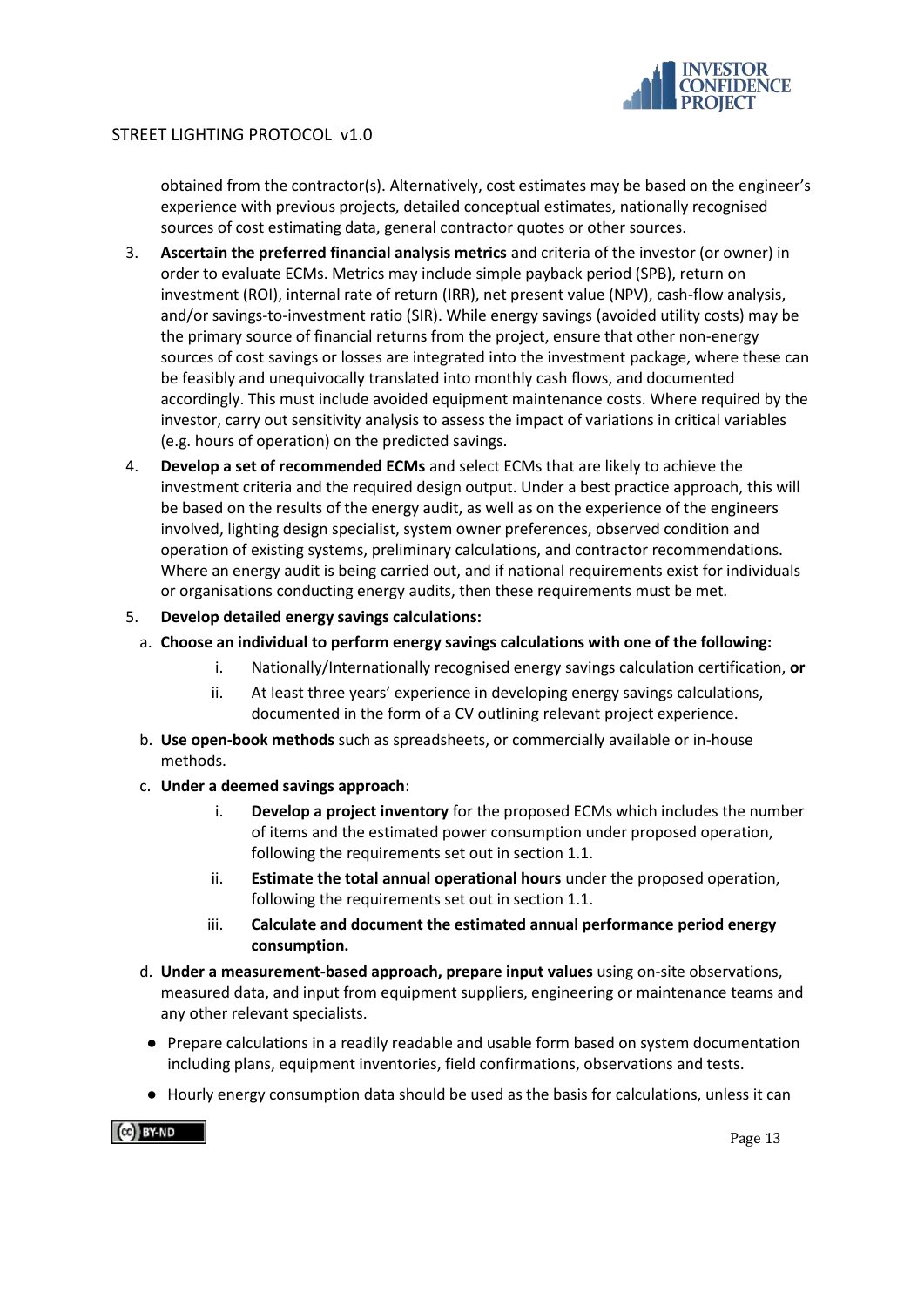obtained from the contractor(s). Alternatively, cost estimates may be based on the engineer's experience with previous projects, detailed conceptual estimates, nationally recognised sources of cost estimating data, general contractor quotes or other sources.

3. **Ascertain the preferred financial analysis metrics** and criteria of the investor (or owner) in order to evaluate ECMs. Metrics may include simple payback period (SPB), return on investment (ROI), internal rate of return (IRR), net present value (NPV), cash-flow analysis, and/or savings-to-investment ratio (SIR). While energy savings (avoided utility costs) may be the primary source of financial returns from the project, ensure that other non-energy sources of cost savings or losses are integrated into the investment package, where these can be feasibly and unequivocally translated into monthly cash flows, and documented accordingly. This must include avoided equipment maintenance costs. Where required by the investor, carry out sensitivity analysis to assess the impact of variations in critical variables (e.g. hours of operation) on the predicted savings.
4. **Develop a set of recommended ECMs** and select ECMs that are likely to achieve the investment criteria and the required design output. Under a best practice approach, this will be based on the results of the energy audit, as well as on the experience of the engineers involved, lighting design specialist, system owner preferences, observed condition and operation of existing systems, preliminary calculations, and contractor recommendations. Where an energy audit is being carried out, and if national requirements exist for individuals or organisations conducting energy audits, then these requirements must be met.
5. **Develop detailed energy savings calculations:**
   a. **Choose an individual to perform energy savings calculations with one of the following:**
      i. Nationally/Internationally recognised energy savings calculation certification, **or**
      ii. At least three years' experience in developing energy savings calculations, documented in the form of a CV outlining relevant project experience.

   b. **Use open-book methods** such as spreadsheets, or commercially available or in-house methods.
   c. **Under a deemed savings approach**:
      i. **Develop a project inventory** for the proposed ECMs which includes the number of items and the estimated power consumption under proposed operation, following the requirements set out in section 1.1.
      ii. **Estimate the total annual operational hours** under the proposed operation, following the requirements set out in section 1.1.
      iii. **Calculate and document the estimated annual performance period energy consumption.**

   d. **Under a measurement-based approach, prepare input values** using on-site observations, measured data, and input from equipment suppliers, engineering or maintenance teams and any other relevant specialists.
      - Prepare calculations in a readily readable and usable form based on system documentation including plans, equipment inventories, field confirmations, observations and tests.
      - Hourly energy consumption data should be used as the basis for calculations, unless it can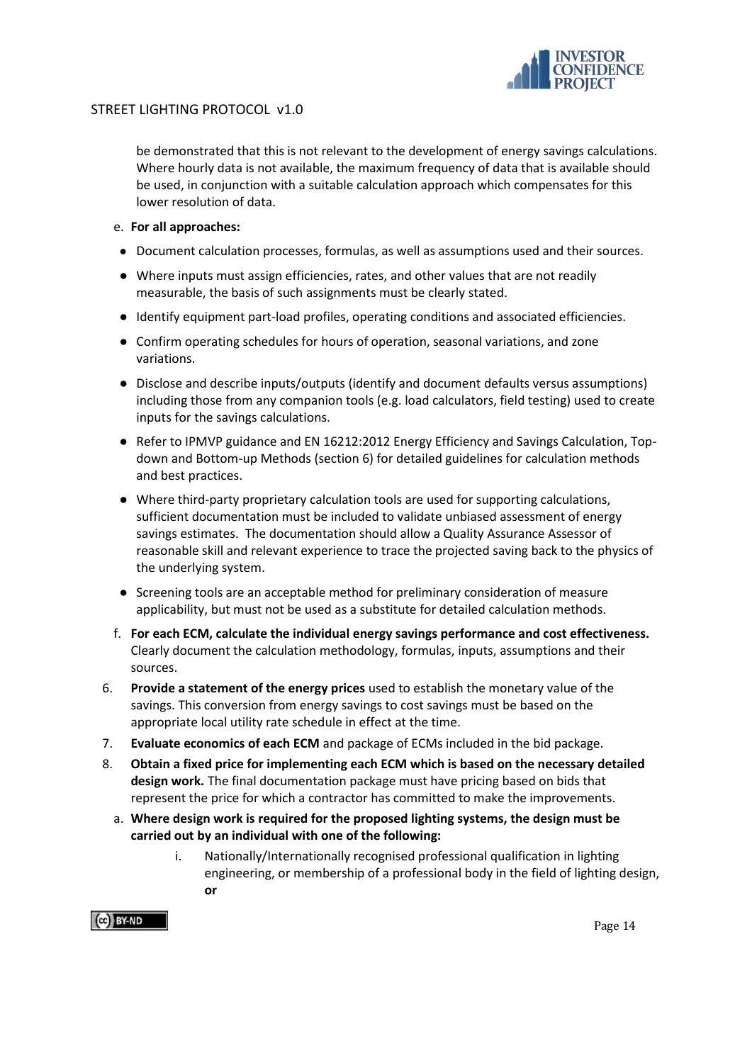be demonstrated that this is not relevant to the development of energy savings calculations. Where hourly data is not available, the maximum frequency of data that is available should be used, in conjunction with a suitable calculation approach which compensates for this lower resolution of data.

e. **For all approaches:**

- Document calculation processes, formulas, as well as assumptions used and their sources.
- Where inputs must assign efficiencies, rates, and other values that are not readily measurable, the basis of such assignments must be clearly stated.
- Identify equipment part-load profiles, operating conditions and associated efficiencies.
- Confirm operating schedules for hours of operation, seasonal variations, and zone variations.
- Disclose and describe inputs/outputs (identify and document defaults versus assumptions) including those from any companion tools (e.g. load calculators, field testing) used to create inputs for the savings calculations.
- Refer to IPMVP guidance and EN 16212:2012 Energy Efficiency and Savings Calculation, Top-down and Bottom-up Methods (section 6) for detailed guidelines for calculation methods and best practices.
- Where third-party proprietary calculation tools are used for supporting calculations, sufficient documentation must be included to validate unbiased assessment of energy savings estimates. The documentation should allow a Quality Assurance Assessor of reasonable skill and relevant experience to trace the projected saving back to the physics of the underlying system.
- Screening tools are an acceptable method for preliminary consideration of measure applicability, but must not be used as a substitute for detailed calculation methods.

f. **For each ECM, calculate the individual energy savings performance and cost effectiveness.** Clearly document the calculation methodology, formulas, inputs, assumptions and their sources.

6. **Provide a statement of the energy prices** used to establish the monetary value of the savings. This conversion from energy savings to cost savings must be based on the appropriate local utility rate schedule in effect at the time.
7. **Evaluate economics of each ECM** and package of ECMs included in the bid package.
8. **Obtain a fixed price for implementing each ECM which is based on the necessary detailed design work.** The final documentation package must have pricing based on bids that represent the price for which a contractor has committed to make the improvements.

a. **Where design work is required for the proposed lighting systems, the design must be carried out by an individual with one of the following:**

i. Nationally/Internationally recognised professional qualification in lighting engineering, or membership of a professional body in the field of lighting design, **or**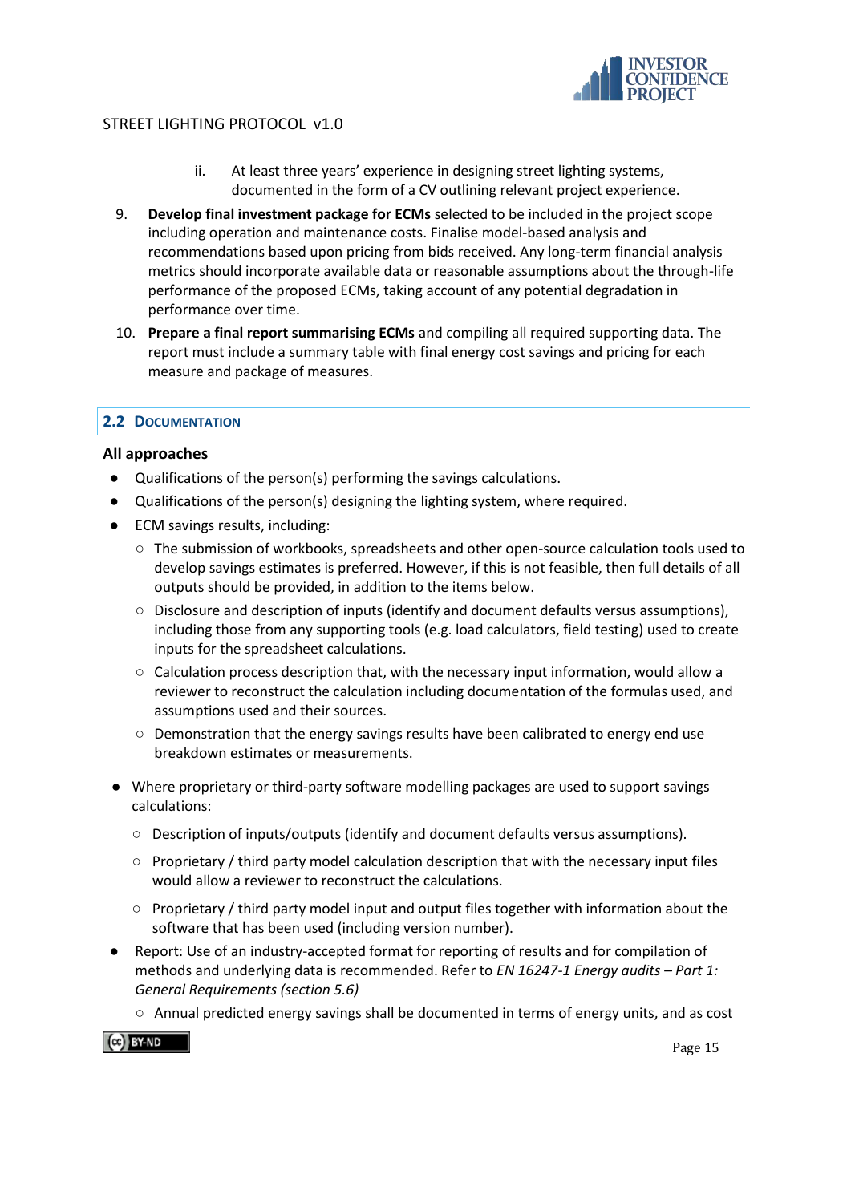ii. At least three years' experience in designing street lighting systems, documented in the form of a CV outlining relevant project experience.

9. **Develop final investment package for ECMs** selected to be included in the project scope including operation and maintenance costs. Finalise model-based analysis and recommendations based upon pricing from bids received. Any long-term financial analysis metrics should incorporate available data or reasonable assumptions about the through-life performance of the proposed ECMs, taking account of any potential degradation in performance over time.
10. **Prepare a final report summarising ECMs** and compiling all required supporting data. The report must include a summary table with final energy cost savings and pricing for each measure and package of measures.

## 2.2 Documentation

### All approaches

- Qualifications of the person(s) performing the savings calculations.
- Qualifications of the person(s) designing the lighting system, where required.
- ECM savings results, including:
  - The submission of workbooks, spreadsheets and other open-source calculation tools used to develop savings estimates is preferred. However, if this is not feasible, then full details of all outputs should be provided, in addition to the items below.
  - Disclosure and description of inputs (identify and document defaults versus assumptions), including those from any supporting tools (e.g. load calculators, field testing) used to create inputs for the spreadsheet calculations.
  - Calculation process description that, with the necessary input information, would allow a reviewer to reconstruct the calculation including documentation of the formulas used, and assumptions used and their sources.
  - Demonstration that the energy savings results have been calibrated to energy end use breakdown estimates or measurements.
- Where proprietary or third-party software modelling packages are used to support savings calculations:
  - Description of inputs/outputs (identify and document defaults versus assumptions).
  - Proprietary / third party model calculation description that with the necessary input files would allow a reviewer to reconstruct the calculations.
  - Proprietary / third party model input and output files together with information about the software that has been used (including version number).
- Report: Use of an industry-accepted format for reporting of results and for compilation of methods and underlying data is recommended. Refer to *EN 16247-1 Energy audits – Part 1: General Requirements (section 5.6)*
  - Annual predicted energy savings shall be documented in terms of energy units, and as cost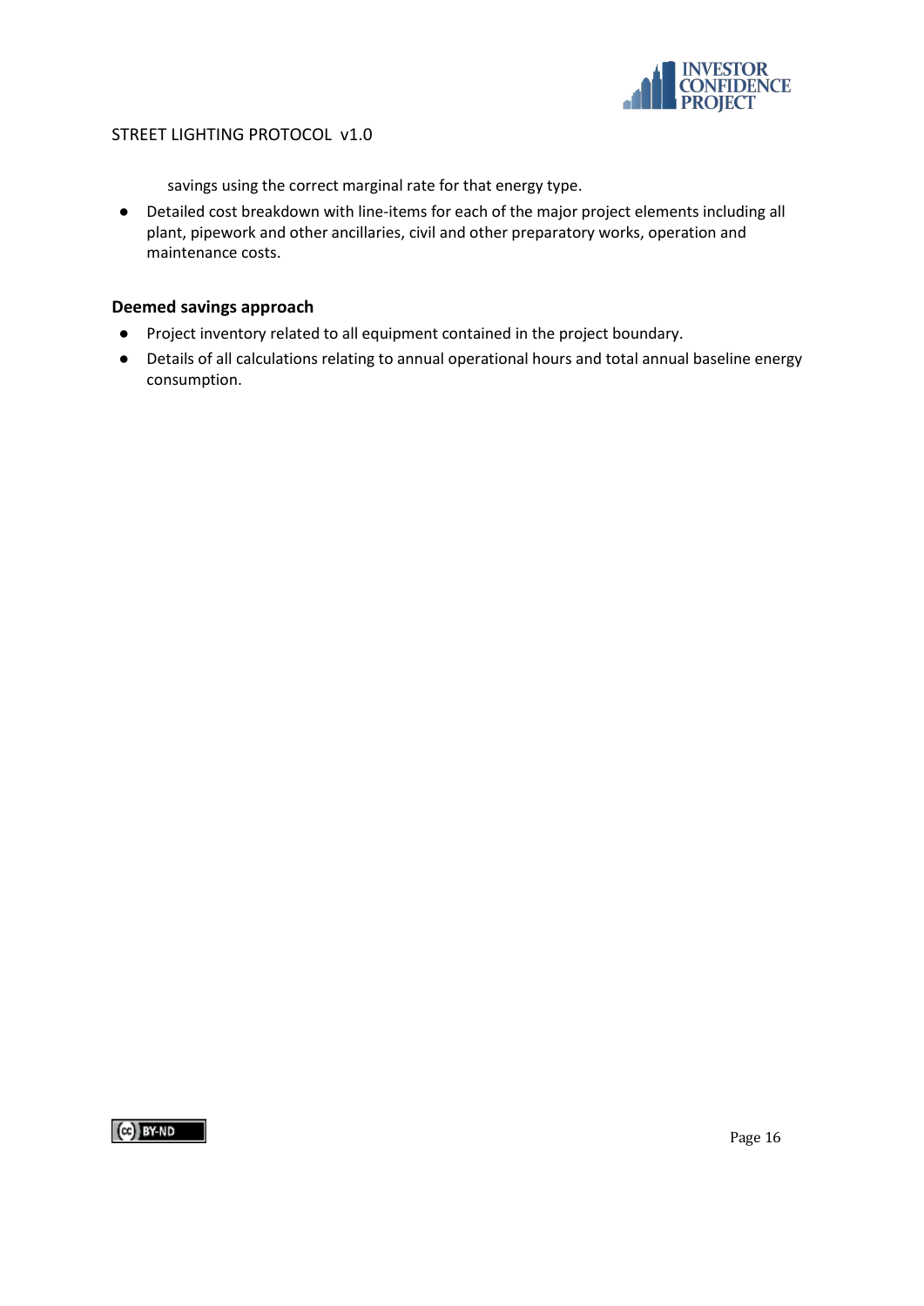savings using the correct marginal rate for that energy type.

- Detailed cost breakdown with line-items for each of the major project elements including all plant, pipework and other ancillaries, civil and other preparatory works, operation and maintenance costs.

### Deemed savings approach

- Project inventory related to all equipment contained in the project boundary.
- Details of all calculations relating to annual operational hours and total annual baseline energy consumption.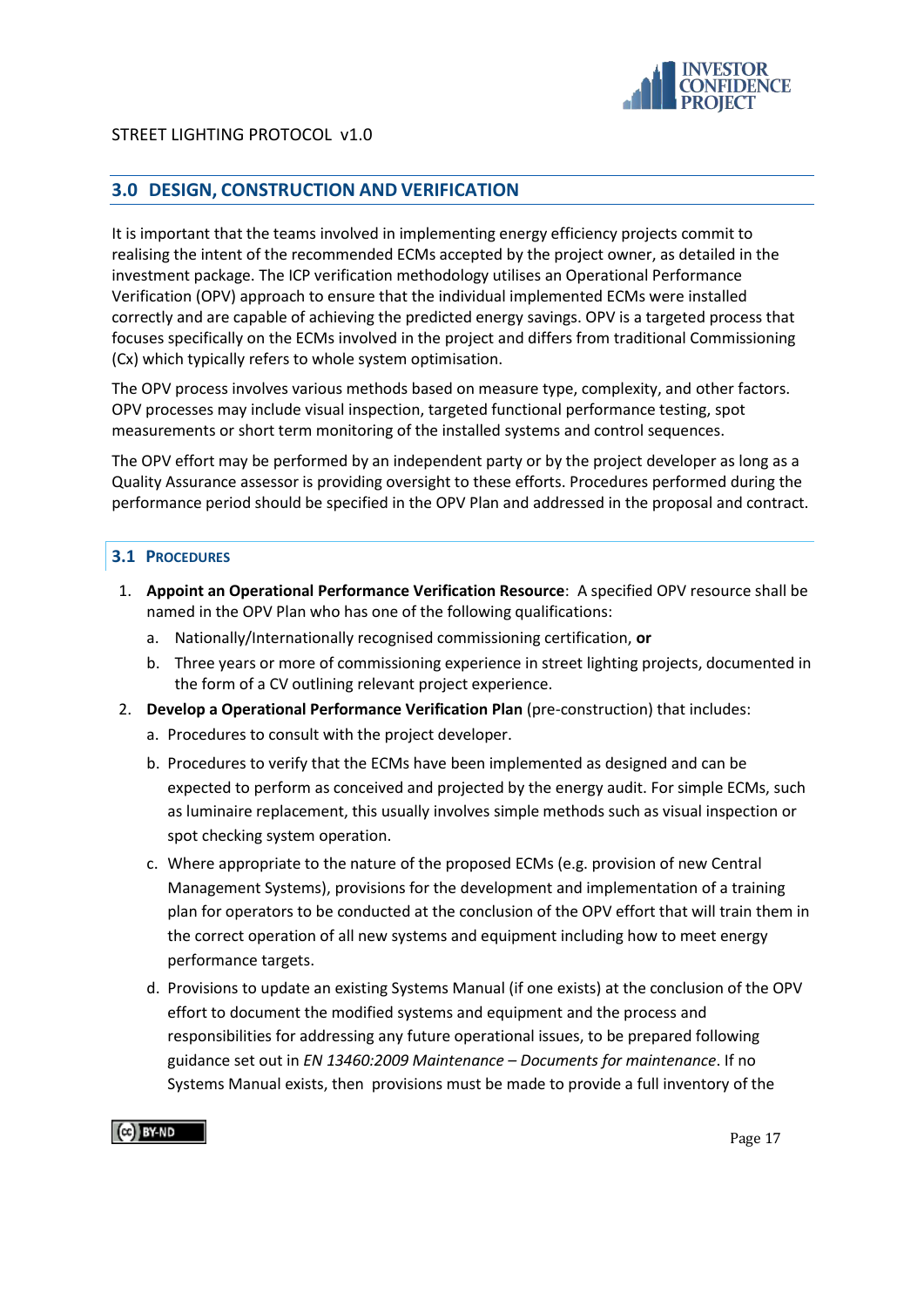## 3.0 DESIGN, CONSTRUCTION AND VERIFICATION

It is important that the teams involved in implementing energy efficiency projects commit to realising the intent of the recommended ECMs accepted by the project owner, as detailed in the investment package. The ICP verification methodology utilises an Operational Performance Verification (OPV) approach to ensure that the individual implemented ECMs were installed correctly and are capable of achieving the predicted energy savings. OPV is a targeted process that focuses specifically on the ECMs involved in the project and differs from traditional Commissioning (Cx) which typically refers to whole system optimisation.

The OPV process involves various methods based on measure type, complexity, and other factors. OPV processes may include visual inspection, targeted functional performance testing, spot measurements or short term monitoring of the installed systems and control sequences.

The OPV effort may be performed by an independent party or by the project developer as long as a Quality Assurance assessor is providing oversight to these efforts. Procedures performed during the performance period should be specified in the OPV Plan and addressed in the proposal and contract.

### 3.1 Procedures

1. **Appoint an Operational Performance Verification Resource**: A specified OPV resource shall be named in the OPV Plan who has one of the following qualifications:
   a. Nationally/Internationally recognised commissioning certification, **or**
   b. Three years or more of commissioning experience in street lighting projects, documented in the form of a CV outlining relevant project experience.
2. **Develop a Operational Performance Verification Plan** (pre-construction) that includes:
   a. Procedures to consult with the project developer.
   b. Procedures to verify that the ECMs have been implemented as designed and can be expected to perform as conceived and projected by the energy audit. For simple ECMs, such as luminaire replacement, this usually involves simple methods such as visual inspection or spot checking system operation.
   c. Where appropriate to the nature of the proposed ECMs (e.g. provision of new Central Management Systems), provisions for the development and implementation of a training plan for operators to be conducted at the conclusion of the OPV effort that will train them in the correct operation of all new systems and equipment including how to meet energy performance targets.
   d. Provisions to update an existing Systems Manual (if one exists) at the conclusion of the OPV effort to document the modified systems and equipment and the process and responsibilities for addressing any future operational issues, to be prepared following guidance set out in *EN 13460:2009 Maintenance – Documents for maintenance*. If no Systems Manual exists, then provisions must be made to provide a full inventory of the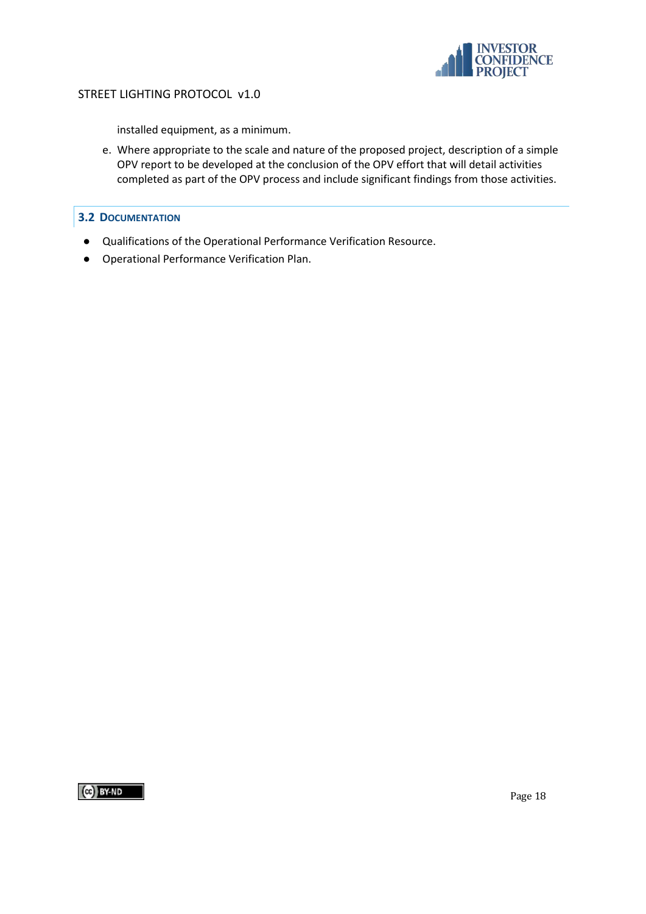installed equipment, as a minimum.

e. Where appropriate to the scale and nature of the proposed project, description of a simple OPV report to be developed at the conclusion of the OPV effort that will detail activities completed as part of the OPV process and include significant findings from those activities.

## 3.2 Documentation

- Qualifications of the Operational Performance Verification Resource.
- Operational Performance Verification Plan.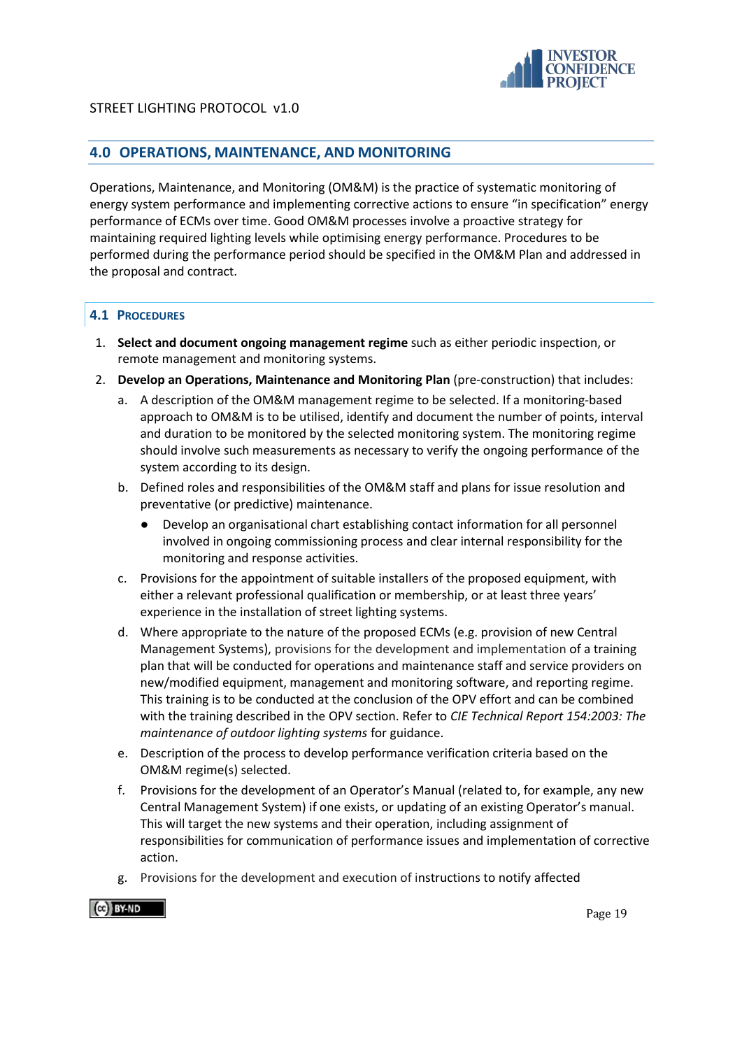## 4.0 OPERATIONS, MAINTENANCE, AND MONITORING

Operations, Maintenance, and Monitoring (OM&M) is the practice of systematic monitoring of energy system performance and implementing corrective actions to ensure "in specification" energy performance of ECMs over time. Good OM&M processes involve a proactive strategy for maintaining required lighting levels while optimising energy performance. Procedures to be performed during the performance period should be specified in the OM&M Plan and addressed in the proposal and contract.

### 4.1 Procedures

1. **Select and document ongoing management regime** such as either periodic inspection, or remote management and monitoring systems.
2. **Develop an Operations, Maintenance and Monitoring Plan** (pre-construction) that includes:
   a. A description of the OM&M management regime to be selected. If a monitoring-based approach to OM&M is to be utilised, identify and document the number of points, interval and duration to be monitored by the selected monitoring system. The monitoring regime should involve such measurements as necessary to verify the ongoing performance of the system according to its design.
   b. Defined roles and responsibilities of the OM&M staff and plans for issue resolution and preventative (or predictive) maintenance.
      - Develop an organisational chart establishing contact information for all personnel involved in ongoing commissioning process and clear internal responsibility for the monitoring and response activities.
   c. Provisions for the appointment of suitable installers of the proposed equipment, with either a relevant professional qualification or membership, or at least three years' experience in the installation of street lighting systems.
   d. Where appropriate to the nature of the proposed ECMs (e.g. provision of new Central Management Systems), provisions for the development and implementation of a training plan that will be conducted for operations and maintenance staff and service providers on new/modified equipment, management and monitoring software, and reporting regime. This training is to be conducted at the conclusion of the OPV effort and can be combined with the training described in the OPV section. Refer to *CIE Technical Report 154:2003: The maintenance of outdoor lighting systems* for guidance.
   e. Description of the process to develop performance verification criteria based on the OM&M regime(s) selected.
   f. Provisions for the development of an Operator's Manual (related to, for example, any new Central Management System) if one exists, or updating of an existing Operator's manual. This will target the new systems and their operation, including assignment of responsibilities for communication of performance issues and implementation of corrective action.
   g. Provisions for the development and execution of instructions to notify affected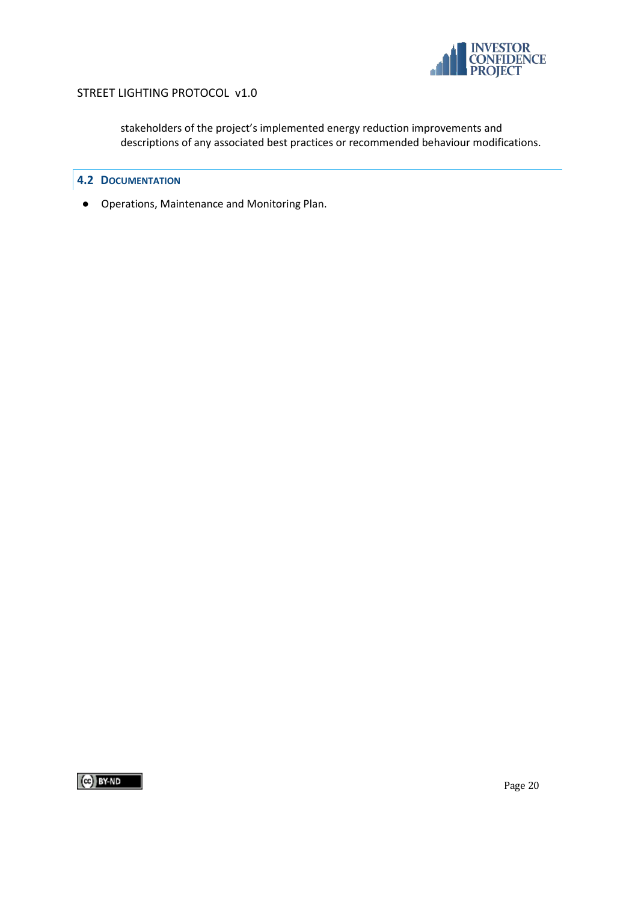stakeholders of the project's implemented energy reduction improvements and descriptions of any associated best practices or recommended behaviour modifications.

## 4.2 Documentation

- Operations, Maintenance and Monitoring Plan.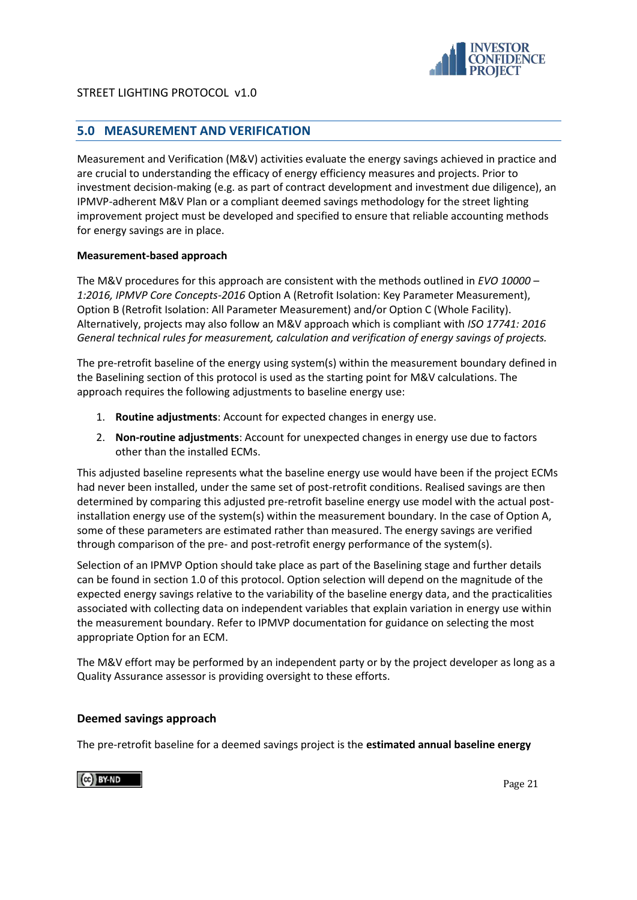## 5.0 MEASUREMENT AND VERIFICATION

Measurement and Verification (M&V) activities evaluate the energy savings achieved in practice and are crucial to understanding the efficacy of energy efficiency measures and projects. Prior to investment decision-making (e.g. as part of contract development and investment due diligence), an IPMVP-adherent M&V Plan or a compliant deemed savings methodology for the street lighting improvement project must be developed and specified to ensure that reliable accounting methods for energy savings are in place.

**Measurement-based approach**

The M&V procedures for this approach are consistent with the methods outlined in *EVO 10000 – 1:2016, IPMVP Core Concepts-2016* Option A (Retrofit Isolation: Key Parameter Measurement), Option B (Retrofit Isolation: All Parameter Measurement) and/or Option C (Whole Facility). Alternatively, projects may also follow an M&V approach which is compliant with *ISO 17741: 2016 General technical rules for measurement, calculation and verification of energy savings of projects.*

The pre-retrofit baseline of the energy using system(s) within the measurement boundary defined in the Baselining section of this protocol is used as the starting point for M&V calculations. The approach requires the following adjustments to baseline energy use:

1. **Routine adjustments**: Account for expected changes in energy use.
2. **Non-routine adjustments**: Account for unexpected changes in energy use due to factors other than the installed ECMs.

This adjusted baseline represents what the baseline energy use would have been if the project ECMs had never been installed, under the same set of post-retrofit conditions. Realised savings are then determined by comparing this adjusted pre-retrofit baseline energy use model with the actual post-installation energy use of the system(s) within the measurement boundary. In the case of Option A, some of these parameters are estimated rather than measured. The energy savings are verified through comparison of the pre- and post-retrofit energy performance of the system(s).

Selection of an IPMVP Option should take place as part of the Baselining stage and further details can be found in section 1.0 of this protocol. Option selection will depend on the magnitude of the expected energy savings relative to the variability of the baseline energy data, and the practicalities associated with collecting data on independent variables that explain variation in energy use within the measurement boundary. Refer to IPMVP documentation for guidance on selecting the most appropriate Option for an ECM.

The M&V effort may be performed by an independent party or by the project developer as long as a Quality Assurance assessor is providing oversight to these efforts.

### Deemed savings approach

The pre-retrofit baseline for a deemed savings project is the **estimated annual baseline energy**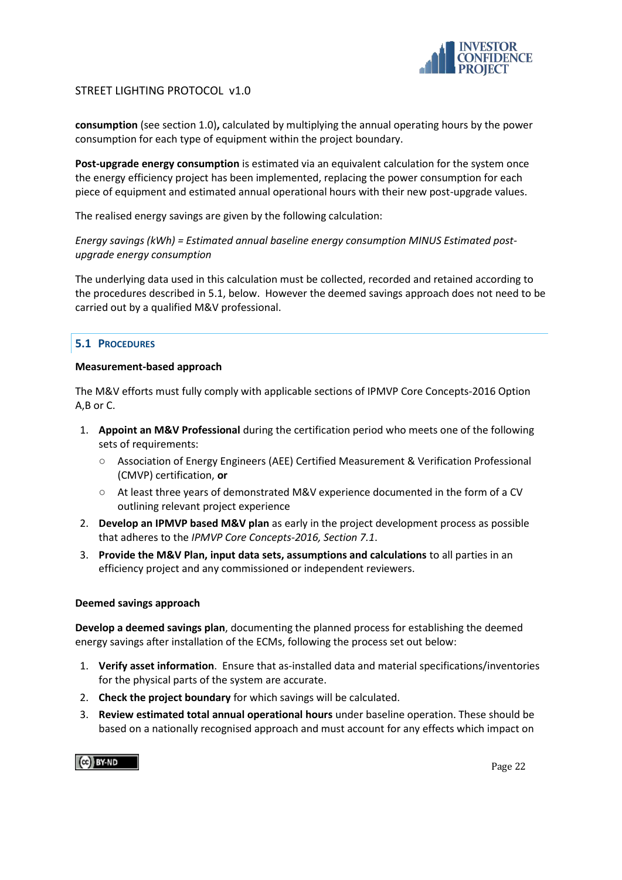**consumption** (see section 1.0)**,** calculated by multiplying the annual operating hours by the power consumption for each type of equipment within the project boundary.

**Post-upgrade energy consumption** is estimated via an equivalent calculation for the system once the energy efficiency project has been implemented, replacing the power consumption for each piece of equipment and estimated annual operational hours with their new post-upgrade values.

The realised energy savings are given by the following calculation:

*Energy savings (kWh) = Estimated annual baseline energy consumption MINUS Estimated post-upgrade energy consumption*

The underlying data used in this calculation must be collected, recorded and retained according to the procedures described in 5.1, below. However the deemed savings approach does not need to be carried out by a qualified M&V professional.

## 5.1 Procedures

**Measurement-based approach**

The M&V efforts must fully comply with applicable sections of IPMVP Core Concepts-2016 Option A,B or C.

1. **Appoint an M&V Professional** during the certification period who meets one of the following sets of requirements:
   - Association of Energy Engineers (AEE) Certified Measurement & Verification Professional (CMVP) certification, **or**
   - At least three years of demonstrated M&V experience documented in the form of a CV outlining relevant project experience
2. **Develop an IPMVP based M&V plan** as early in the project development process as possible that adheres to the *IPMVP Core Concepts-2016, Section 7.1*.
3. **Provide the M&V Plan, input data sets, assumptions and calculations** to all parties in an efficiency project and any commissioned or independent reviewers.

**Deemed savings approach**

**Develop a deemed savings plan**, documenting the planned process for establishing the deemed energy savings after installation of the ECMs, following the process set out below:

1. **Verify asset information**. Ensure that as-installed data and material specifications/inventories for the physical parts of the system are accurate.
2. **Check the project boundary** for which savings will be calculated.
3. **Review estimated total annual operational hours** under baseline operation. These should be based on a nationally recognised approach and must account for any effects which impact on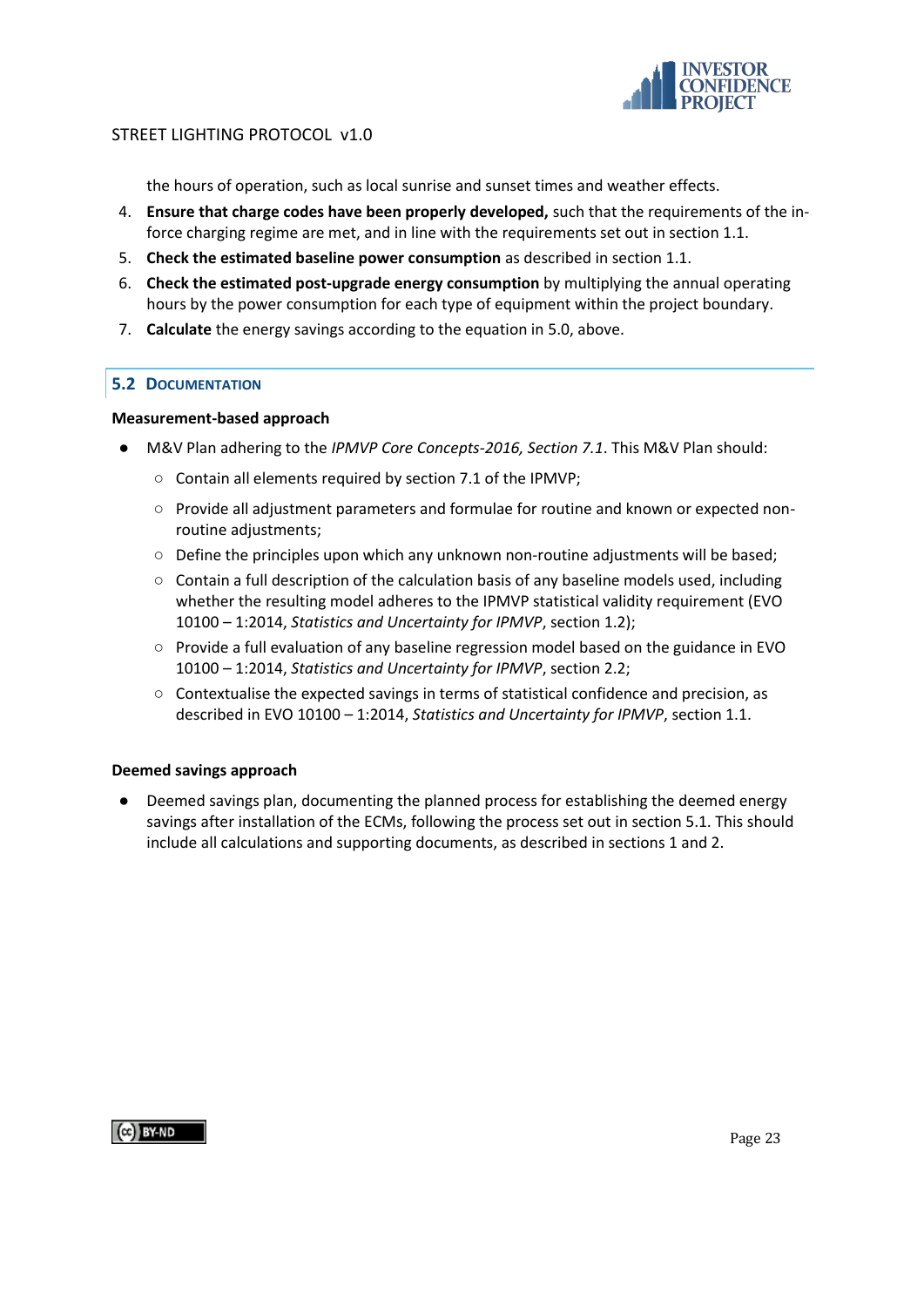the hours of operation, such as local sunrise and sunset times and weather effects.

4. **Ensure that charge codes have been properly developed,** such that the requirements of the in-force charging regime are met, and in line with the requirements set out in section 1.1.
5. **Check the estimated baseline power consumption** as described in section 1.1.
6. **Check the estimated post-upgrade energy consumption** by multiplying the annual operating hours by the power consumption for each type of equipment within the project boundary.
7. **Calculate** the energy savings according to the equation in 5.0, above.

## 5.2 Documentation

**Measurement-based approach**

- M&V Plan adhering to the *IPMVP Core Concepts-2016, Section 7.1*. This M&V Plan should:
  - Contain all elements required by section 7.1 of the IPMVP;
  - Provide all adjustment parameters and formulae for routine and known or expected non-routine adjustments;
  - Define the principles upon which any unknown non-routine adjustments will be based;
  - Contain a full description of the calculation basis of any baseline models used, including whether the resulting model adheres to the IPMVP statistical validity requirement (EVO 10100 – 1:2014, *Statistics and Uncertainty for IPMVP*, section 1.2);
  - Provide a full evaluation of any baseline regression model based on the guidance in EVO 10100 – 1:2014, *Statistics and Uncertainty for IPMVP*, section 2.2;
  - Contextualise the expected savings in terms of statistical confidence and precision, as described in EVO 10100 – 1:2014, *Statistics and Uncertainty for IPMVP*, section 1.1.

**Deemed savings approach**

- Deemed savings plan, documenting the planned process for establishing the deemed energy savings after installation of the ECMs, following the process set out in section 5.1. This should include all calculations and supporting documents, as described in sections 1 and 2.